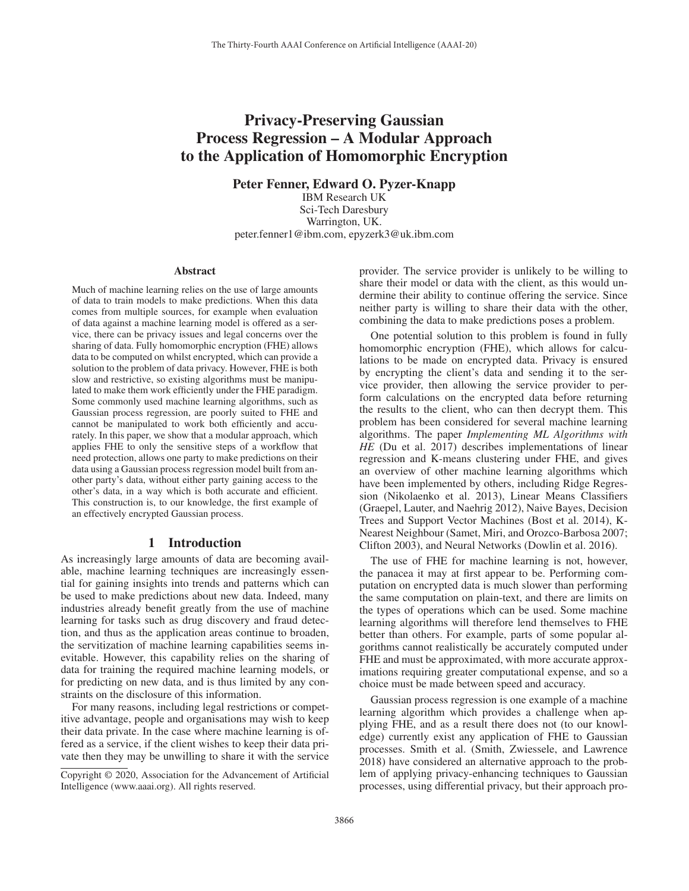# Privacy-Preserving Gaussian Process Regression – A Modular Approach to the Application of Homomorphic Encryption

**Peter Fenner, Edward O. Pyzer-Knapp**

IBM Research UK
Sci-Tech Daresbury
Warrington, UK.
peter.fenner1@ibm.com, epyzerk3@uk.ibm.com

## Abstract

Much of machine learning relies on the use of large amounts of data to train models to make predictions. When this data comes from multiple sources, for example when evaluation of data against a machine learning model is offered as a service, there can be privacy issues and legal concerns over the sharing of data. Fully homomorphic encryption (FHE) allows data to be computed on whilst encrypted, which can provide a solution to the problem of data privacy. However, FHE is both slow and restrictive, so existing algorithms must be manipulated to make them work efficiently under the FHE paradigm. Some commonly used machine learning algorithms, such as Gaussian process regression, are poorly suited to FHE and cannot be manipulated to work both efficiently and accurately. In this paper, we show that a modular approach, which applies FHE to only the sensitive steps of a workflow that need protection, allows one party to make predictions on their data using a Gaussian process regression model built from another party's data, without either party gaining access to the other's data, in a way which is both accurate and efficient. This construction is, to our knowledge, the first example of an effectively encrypted Gaussian process.

## 1 Introduction

As increasingly large amounts of data are becoming available, machine learning techniques are increasingly essential for gaining insights into trends and patterns which can be used to make predictions about new data. Indeed, many industries already benefit greatly from the use of machine learning for tasks such as drug discovery and fraud detection, and thus as the application areas continue to broaden, the servitization of machine learning capabilities seems inevitable. However, this capability relies on the sharing of data for training the required machine learning models, or for predicting on new data, and is thus limited by any constraints on the disclosure of this information.

For many reasons, including legal restrictions or competitive advantage, people and organisations may wish to keep their data private. In the case where machine learning is offered as a service, if the client wishes to keep their data private then they may be unwilling to share it with the service provider. The service provider is unlikely to be willing to share their model or data with the client, as this would undermine their ability to continue offering the service. Since neither party is willing to share their data with the other, combining the data to make predictions poses a problem.

One potential solution to this problem is found in fully homomorphic encryption (FHE), which allows for calculations to be made on encrypted data. Privacy is ensured by encrypting the client's data and sending it to the service provider, then allowing the service provider to perform calculations on the encrypted data before returning the results to the client, who can then decrypt them. This problem has been considered for several machine learning algorithms. The paper *Implementing ML Algorithms with HE* (Du et al. 2017) describes implementations of linear regression and K-means clustering under FHE, and gives an overview of other machine learning algorithms which have been implemented by others, including Ridge Regression (Nikolaenko et al. 2013), Linear Means Classifiers (Graepel, Lauter, and Naehrig 2012), Naive Bayes, Decision Trees and Support Vector Machines (Bost et al. 2014), K-Nearest Neighbour (Samet, Miri, and Orozco-Barbosa 2007; Clifton 2003), and Neural Networks (Dowlin et al. 2016).

The use of FHE for machine learning is not, however, the panacea it may at first appear to be. Performing computation on encrypted data is much slower than performing the same computation on plain-text, and there are limits on the types of operations which can be used. Some machine learning algorithms will therefore lend themselves to FHE better than others. For example, parts of some popular algorithms cannot realistically be accurately computed under FHE and must be approximated, with more accurate approximations requiring greater computational expense, and so a choice must be made between speed and accuracy.

Gaussian process regression is one example of a machine learning algorithm which provides a challenge when applying FHE, and as a result there does not (to our knowledge) currently exist any application of FHE to Gaussian processes. Smith et al. (Smith, Zwiessele, and Lawrence 2018) have considered an alternative approach to the problem of applying privacy-enhancing techniques to Gaussian processes, using differential privacy, but their approach pro-

Copyright © 2020, Association for the Advancement of Artificial Intelligence (www.aaai.org). All rights reserved.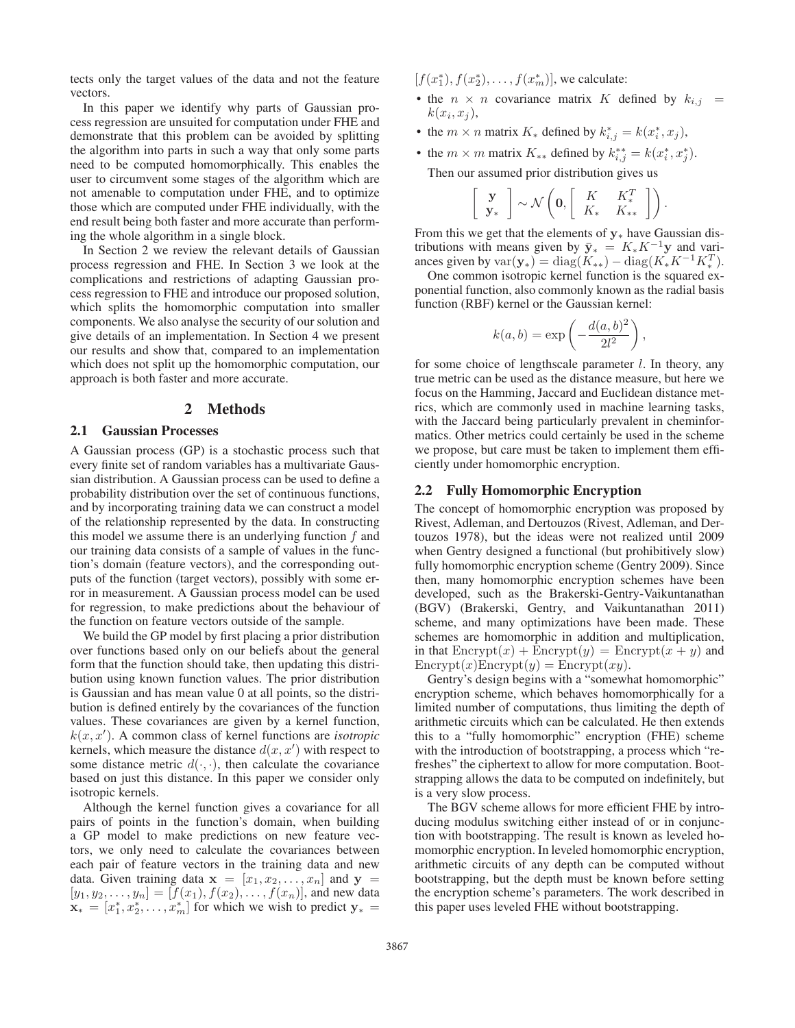tects only the target values of the data and not the feature vectors.

In this paper we identify why parts of Gaussian process regression are unsuited for computation under FHE and demonstrate that this problem can be avoided by splitting the algorithm into parts in such a way that only some parts need to be computed homomorphically. This enables the user to circumvent some stages of the algorithm which are not amenable to computation under FHE, and to optimize those which are computed under FHE individually, with the end result being both faster and more accurate than performing the whole algorithm in a single block.

In Section 2 we review the relevant details of Gaussian process regression and FHE. In Section 3 we look at the complications and restrictions of adapting Gaussian process regression to FHE and introduce our proposed solution, which splits the homomorphic computation into smaller components. We also analyse the security of our solution and give details of an implementation. In Section 4 we present our results and show that, compared to an implementation which does not split up the homomorphic computation, our approach is both faster and more accurate.

## 2 Methods

### 2.1 Gaussian Processes

A Gaussian process (GP) is a stochastic process such that every finite set of random variables has a multivariate Gaussian distribution. A Gaussian process can be used to define a probability distribution over the set of continuous functions, and by incorporating training data we can construct a model of the relationship represented by the data. In constructing this model we assume there is an underlying function $f$ and our training data consists of a sample of values in the function's domain (feature vectors), and the corresponding outputs of the function (target vectors), possibly with some error in measurement. A Gaussian process model can be used for regression, to make predictions about the behaviour of the function on feature vectors outside of the sample.

We build the GP model by first placing a prior distribution over functions based only on our beliefs about the general form that the function should take, then updating this distribution using known function values. The prior distribution is Gaussian and has mean value 0 at all points, so the distribution is defined entirely by the covariances of the function values. These covariances are given by a kernel function, $k(x, x')$. A common class of kernel functions are *isotropic* kernels, which measure the distance $d(x, x')$ with respect to some distance metric $d(\cdot, \cdot)$, then calculate the covariance based on just this distance. In this paper we consider only isotropic kernels.

Although the kernel function gives a covariance for all pairs of points in the function's domain, when building a GP model to make predictions on new feature vectors, we only need to calculate the covariances between each pair of feature vectors in the training data and new data. Given training data $\mathbf{x} = [x_1, x_2, \ldots, x_n]$ and $\mathbf{y} = [y_1, y_2, \ldots, y_n] = [f(x_1), f(x_2), \ldots, f(x_n)]$, and new data $\mathbf{x}_* = [x_1^*, x_2^*, \ldots, x_m^*]$ for which we wish to predict $\mathbf{y}_* = [f(x_1^*), f(x_2^*), \ldots, f(x_m^*)]$, we calculate:

- the $n \times n$ covariance matrix $K$ defined by $k_{i,j} = k(x_i, x_j)$,
- the $m \times n$ matrix $K_*$ defined by $k_{i,j}^* = k(x_i^*, x_j)$,
- the $m \times m$ matrix $K_{**}$ defined by $k_{i,j}^{**} = k(x_i^*, x_j^*)$.

Then our assumed prior distribution gives us

$$\begin{bmatrix} \mathbf{y} \\ \mathbf{y}_* \end{bmatrix} \sim \mathcal{N}\left(\mathbf{0}, \begin{bmatrix} K & K_*^T \\ K_* & K_{**} \end{bmatrix}\right).$$

From this we get that the elements of $\mathbf{y}_*$ have Gaussian distributions with means given by $\bar{\mathbf{y}}_* = K_* K^{-1}\mathbf{y}$ and variances given by $\mathrm{var}(\mathbf{y}_*) = \mathrm{diag}(K_{**}) - \mathrm{diag}(K_* K^{-1} K_*^T)$.

One common isotropic kernel function is the squared exponential function, also commonly known as the radial basis function (RBF) kernel or the Gaussian kernel:

$$k(a, b) = \exp\left(-\frac{d(a, b)^2}{2l^2}\right),$$

for some choice of lengthscale parameter $l$. In theory, any true metric can be used as the distance measure, but here we focus on the Hamming, Jaccard and Euclidean distance metrics, which are commonly used in machine learning tasks, with the Jaccard being particularly prevalent in cheminformatics. Other metrics could certainly be used in the scheme we propose, but care must be taken to implement them efficiently under homomorphic encryption.

### 2.2 Fully Homomorphic Encryption

The concept of homomorphic encryption was proposed by Rivest, Adleman, and Dertouzos (Rivest, Adleman, and Dertouzos 1978), but the ideas were not realized until 2009 when Gentry designed a functional (but prohibitively slow) fully homomorphic encryption scheme (Gentry 2009). Since then, many homomorphic encryption schemes have been developed, such as the Brakerski-Gentry-Vaikuntanathan (BGV) (Brakerski, Gentry, and Vaikuntanathan 2011) scheme, and many optimizations have been made. These schemes are homomorphic in addition and multiplication, in that $\mathrm{Encrypt}(x) + \mathrm{Encrypt}(y) = \mathrm{Encrypt}(x + y)$ and $\mathrm{Encrypt}(x)\mathrm{Encrypt}(y) = \mathrm{Encrypt}(xy)$.

Gentry's design begins with a "somewhat homomorphic" encryption scheme, which behaves homomorphically for a limited number of computations, thus limiting the depth of arithmetic circuits which can be calculated. He then extends this to a "fully homomorphic" encryption (FHE) scheme with the introduction of bootstrapping, a process which "refreshes" the ciphertext to allow for more computation. Bootstrapping allows the data to be computed on indefinitely, but is a very slow process.

The BGV scheme allows for more efficient FHE by introducing modulus switching either instead of or in conjunction with bootstrapping. The result is known as leveled homomorphic encryption. In leveled homomorphic encryption, arithmetic circuits of any depth can be computed without bootstrapping, but the depth must be known before setting the encryption scheme's parameters. The work described in this paper uses leveled FHE without bootstrapping.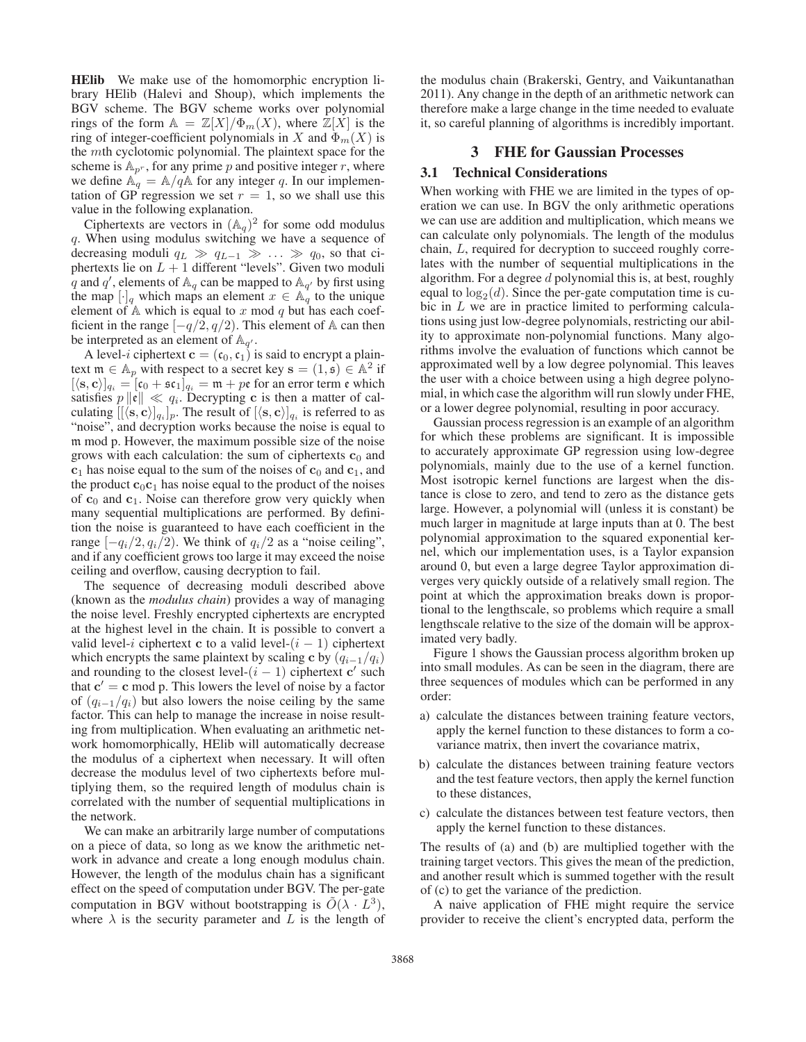**HElib** We make use of the homomorphic encryption library HElib (Halevi and Shoup), which implements the BGV scheme. The BGV scheme works over polynomial rings of the form $\mathbb{A} = \mathbb{Z}[X]/\Phi_m(X)$, where $\mathbb{Z}[X]$ is the ring of integer-coefficient polynomials in $X$ and $\Phi_m(X)$ is the $m$th cyclotomic polynomial. The plaintext space for the scheme is $\mathbb{A}_{p^r}$, for any prime $p$ and positive integer $r$, where we define $\mathbb{A}_q = \mathbb{A}/q\mathbb{A}$ for any integer $q$. In our implementation of GP regression we set $r = 1$, so we shall use this value in the following explanation.

Ciphertexts are vectors in $(\mathbb{A}_q)^2$ for some odd modulus $q$. When using modulus switching we have a sequence of decreasing moduli $q_L \gg q_{L-1} \gg \ldots \gg q_0$, so that ciphertexts lie on $L + 1$ different "levels". Given two moduli $q$ and $q'$, elements of $\mathbb{A}_q$ can be mapped to $\mathbb{A}_{q'}$ by first using the map $[\cdot]_q$ which maps an element $x \in \mathbb{A}_q$ to the unique element of $\mathbb{A}$ which is equal to $x$ mod $q$ but has each coefficient in the range $[-q/2, q/2)$. This element of $\mathbb{A}$ can then be interpreted as an element of $\mathbb{A}_{q'}$.

A level-$i$ ciphertext $\mathbf{c} = (\mathfrak{c}_0, \mathfrak{c}_1)$ is said to encrypt a plaintext $\mathfrak{m} \in \mathbb{A}_p$ with respect to a secret key $\mathbf{s} = (1, \mathfrak{s}) \in \mathbb{A}^2$ if $[\langle \mathbf{s}, \mathbf{c} \rangle]_{q_i} = [\mathfrak{c}_0 + \mathfrak{s}\mathfrak{c}_1]_{q_i} = \mathfrak{m} + p\mathfrak{e}$ for an error term $\mathfrak{e}$ which satisfies $p \|\mathfrak{e}\| \ll q_i$. Decrypting $\mathbf{c}$ is then a matter of calculating $[[\langle \mathbf{s}, \mathbf{c} \rangle]_{q_i}]_p$. The result of $[\langle \mathbf{s}, \mathbf{c} \rangle]_{q_i}$ is referred to as "noise", and decryption works because the noise is equal to $\mathfrak{m}$ mod p. However, the maximum possible size of the noise grows with each calculation: the sum of ciphertexts $\mathbf{c}_0$ and $\mathbf{c}_1$ has noise equal to the sum of the noises of $\mathbf{c}_0$ and $\mathbf{c}_1$, and the product $\mathbf{c}_0\mathbf{c}_1$ has noise equal to the product of the noises of $\mathbf{c}_0$ and $\mathbf{c}_1$. Noise can therefore grow very quickly when many sequential multiplications are performed. By definition the noise is guaranteed to have each coefficient in the range $[-q_i/2, q_i/2)$. We think of $q_i/2$ as a "noise ceiling", and if any coefficient grows too large it may exceed the noise ceiling and overflow, causing decryption to fail.

The sequence of decreasing moduli described above (known as the *modulus chain*) provides a way of managing the noise level. Freshly encrypted ciphertexts are encrypted at the highest level in the chain. It is possible to convert a valid level-$i$ ciphertext $\mathbf{c}$ to a valid level-$(i-1)$ ciphertext which encrypts the same plaintext by scaling $\mathbf{c}$ by $(q_{i-1}/q_i)$ and rounding to the closest level-$(i-1)$ ciphertext $\mathbf{c}'$ such that $\mathbf{c}' = \mathbf{c}$ mod p. This lowers the level of noise by a factor of $(q_{i-1}/q_i)$ but also lowers the noise ceiling by the same factor. This can help to manage the increase in noise resulting from multiplication. When evaluating an arithmetic network homomorphically, HElib will automatically decrease the modulus of a ciphertext when necessary. It will often decrease the modulus level of two ciphertexts before multiplying them, so the required length of modulus chain is correlated with the number of sequential multiplications in the network.

We can make an arbitrarily large number of computations on a piece of data, so long as we know the arithmetic network in advance and create a long enough modulus chain. However, the length of the modulus chain has a significant effect on the speed of computation under BGV. The per-gate computation in BGV without bootstrapping is $\tilde{O}(\lambda \cdot L^3)$, where $\lambda$ is the security parameter and $L$ is the length of the modulus chain (Brakerski, Gentry, and Vaikuntanathan 2011). Any change in the depth of an arithmetic network can therefore make a large change in the time needed to evaluate it, so careful planning of algorithms is incredibly important.

# 3 FHE for Gaussian Processes

## 3.1 Technical Considerations

When working with FHE we are limited in the types of operation we can use. In BGV the only arithmetic operations we can use are addition and multiplication, which means we can calculate only polynomials. The length of the modulus chain, $L$, required for decryption to succeed roughly correlates with the number of sequential multiplications in the algorithm. For a degree $d$ polynomial this is, at best, roughly equal to $\log_2(d)$. Since the per-gate computation time is cubic in $L$ we are in practice limited to performing calculations using just low-degree polynomials, restricting our ability to approximate non-polynomial functions. Many algorithms involve the evaluation of functions which cannot be approximated well by a low degree polynomial. This leaves the user with a choice between using a high degree polynomial, in which case the algorithm will run slowly under FHE, or a lower degree polynomial, resulting in poor accuracy.

Gaussian process regression is an example of an algorithm for which these problems are significant. It is impossible to accurately approximate GP regression using low-degree polynomials, mainly due to the use of a kernel function. Most isotropic kernel functions are largest when the distance is close to zero, and tend to zero as the distance gets large. However, a polynomial will (unless it is constant) be much larger in magnitude at large inputs than at 0. The best polynomial approximation to the squared exponential kernel, which our implementation uses, is a Taylor expansion around 0, but even a large degree Taylor approximation diverges very quickly outside of a relatively small region. The point at which the approximation breaks down is proportional to the lengthscale, so problems which require a small lengthscale relative to the size of the domain will be approximated very badly.

Figure 1 shows the Gaussian process algorithm broken up into small modules. As can be seen in the diagram, there are three sequences of modules which can be performed in any order:

a) calculate the distances between training feature vectors, apply the kernel function to these distances to form a covariance matrix, then invert the covariance matrix,

b) calculate the distances between training feature vectors and the test feature vectors, then apply the kernel function to these distances,

c) calculate the distances between test feature vectors, then apply the kernel function to these distances.

The results of (a) and (b) are multiplied together with the training target vectors. This gives the mean of the prediction, and another result which is summed together with the result of (c) to get the variance of the prediction.

A naive application of FHE might require the service provider to receive the client's encrypted data, perform the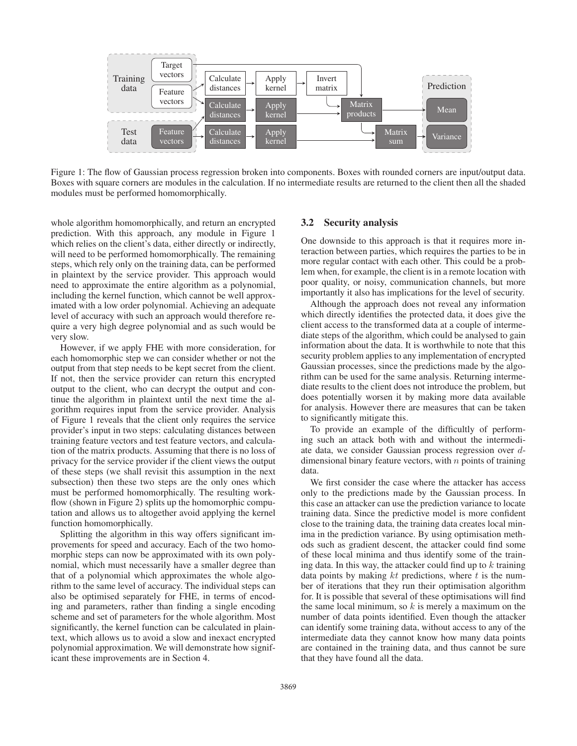Figure 1: The flow of Gaussian process regression broken into components. Boxes with rounded corners are input/output data. Boxes with square corners are modules in the calculation. If no intermediate results are returned to the client then all the shaded modules must be performed homomorphically.

whole algorithm homomorphically, and return an encrypted prediction. With this approach, any module in Figure 1 which relies on the client's data, either directly or indirectly, will need to be performed homomorphically. The remaining steps, which rely only on the training data, can be performed in plaintext by the service provider. This approach would need to approximate the entire algorithm as a polynomial, including the kernel function, which cannot be well approximated with a low order polynomial. Achieving an adequate level of accuracy with such an approach would therefore require a very high degree polynomial and as such would be very slow.

However, if we apply FHE with more consideration, for each homomorphic step we can consider whether or not the output from that step needs to be kept secret from the client. If not, then the service provider can return this encrypted output to the client, who can decrypt the output and continue the algorithm in plaintext until the next time the algorithm requires input from the service provider. Analysis of Figure 1 reveals that the client only requires the service provider's input in two steps: calculating distances between training feature vectors and test feature vectors, and calculation of the matrix products. Assuming that there is no loss of privacy for the service provider if the client views the output of these steps (we shall revisit this assumption in the next subsection) then these two steps are the only ones which must be performed homomorphically. The resulting workflow (shown in Figure 2) splits up the homomorphic computation and allows us to altogether avoid applying the kernel function homomorphically.

Splitting the algorithm in this way offers significant improvements for speed and accuracy. Each of the two homomorphic steps can now be approximated with its own polynomial, which must necessarily have a smaller degree than that of a polynomial which approximates the whole algorithm to the same level of accuracy. The individual steps can also be optimised separately for FHE, in terms of encoding and parameters, rather than finding a single encoding scheme and set of parameters for the whole algorithm. Most significantly, the kernel function can be calculated in plaintext, which allows us to avoid a slow and inexact encrypted polynomial approximation. We will demonstrate how significant these improvements are in Section 4.

### 3.2 Security analysis

One downside to this approach is that it requires more interaction between parties, which requires the parties to be in more regular contact with each other. This could be a problem when, for example, the client is in a remote location with poor quality, or noisy, communication channels, but more importantly it also has implications for the level of security.

Although the approach does not reveal any information which directly identifies the protected data, it does give the client access to the transformed data at a couple of intermediate steps of the algorithm, which could be analysed to gain information about the data. It is worthwhile to note that this security problem applies to any implementation of encrypted Gaussian processes, since the predictions made by the algorithm can be used for the same analysis. Returning intermediate results to the client does not introduce the problem, but does potentially worsen it by making more data available for analysis. However there are measures that can be taken to significantly mitigate this.

To provide an example of the difficultly of performing such an attack both with and without the intermediate data, we consider Gaussian process regression over $d$-dimensional binary feature vectors, with $n$ points of training data.

We first consider the case where the attacker has access only to the predictions made by the Gaussian process. In this case an attacker can use the prediction variance to locate training data. Since the predictive model is more confident close to the training data, the training data creates local minima in the prediction variance. By using optimisation methods such as gradient descent, the attacker could find some of these local minima and thus identify some of the training data. In this way, the attacker could find up to $k$ training data points by making $kt$ predictions, where $t$ is the number of iterations that they run their optimisation algorithm for. It is possible that several of these optimisations will find the same local minimum, so $k$ is merely a maximum on the number of data points identified. Even though the attacker can identify some training data, without access to any of the intermediate data they cannot know how many data points are contained in the training data, and thus cannot be sure that they have found all the data.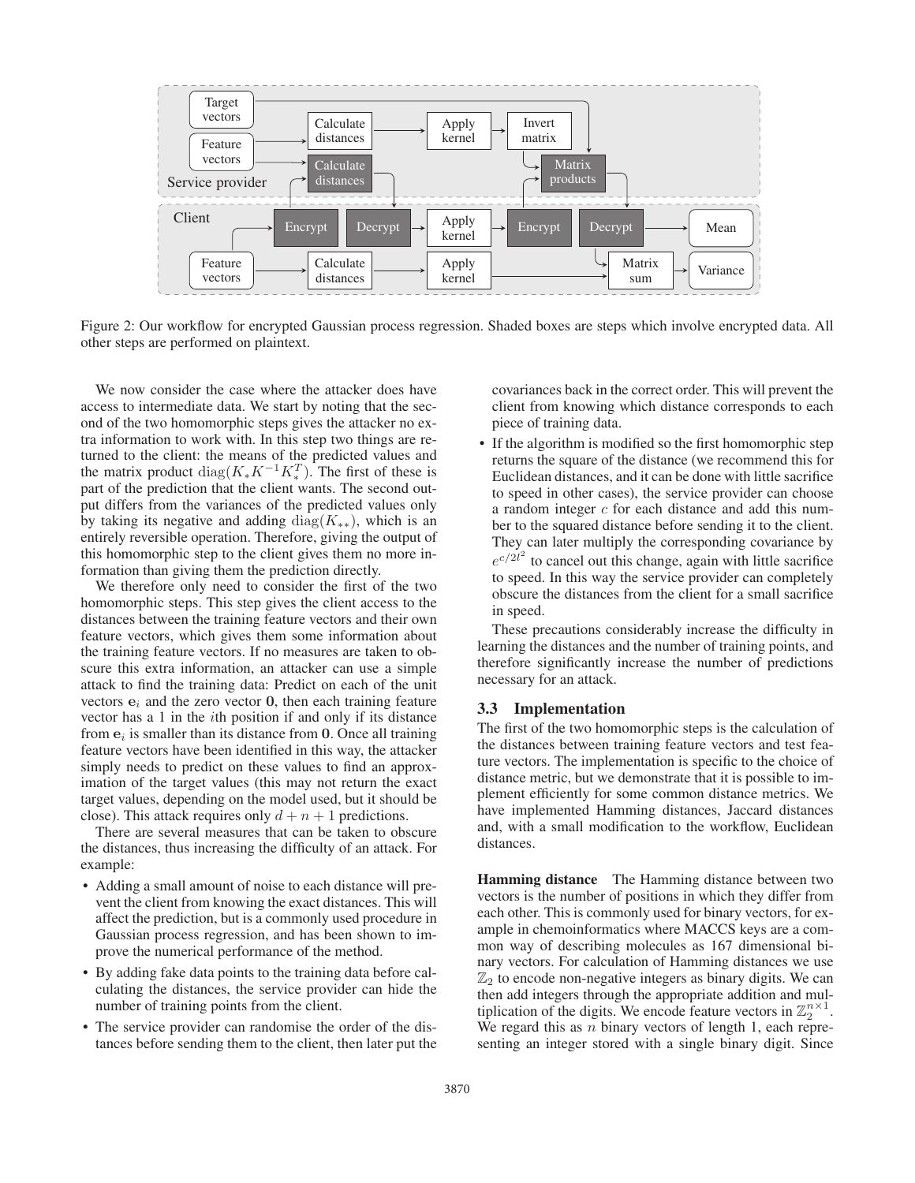Figure 2: Our workflow for encrypted Gaussian process regression. Shaded boxes are steps which involve encrypted data. All other steps are performed on plaintext.

We now consider the case where the attacker does have access to intermediate data. We start by noting that the second of the two homomorphic steps gives the attacker no extra information to work with. In this step two things are returned to the client: the means of the predicted values and the matrix product $\mathrm{diag}(K_* K^{-1} K_*^T)$. The first of these is part of the prediction that the client wants. The second output differs from the variances of the predicted values only by taking its negative and adding $\mathrm{diag}(K_{**})$, which is an entirely reversible operation. Therefore, giving the output of this homomorphic step to the client gives them no more information than giving them the prediction directly.

We therefore only need to consider the first of the two homomorphic steps. This step gives the client access to the distances between the training feature vectors and their own feature vectors, which gives them some information about the training feature vectors. If no measures are taken to obscure this extra information, an attacker can use a simple attack to find the training data: Predict on each of the unit vectors $\mathbf{e}_i$ and the zero vector $\mathbf{0}$, then each training feature vector has a 1 in the $i$th position if and only if its distance from $\mathbf{e}_i$ is smaller than its distance from $\mathbf{0}$. Once all training feature vectors have been identified in this way, the attacker simply needs to predict on these values to find an approximation of the target values (this may not return the exact target values, depending on the model used, but it should be close). This attack requires only $d + n + 1$ predictions.

There are several measures that can be taken to obscure the distances, thus increasing the difficulty of an attack. For example:

- Adding a small amount of noise to each distance will prevent the client from knowing the exact distances. This will affect the prediction, but is a commonly used procedure in Gaussian process regression, and has been shown to improve the numerical performance of the method.
- By adding fake data points to the training data before calculating the distances, the service provider can hide the number of training points from the client.
- The service provider can randomise the order of the distances before sending them to the client, then later put the covariances back in the correct order. This will prevent the client from knowing which distance corresponds to each piece of training data.
- If the algorithm is modified so the first homomorphic step returns the square of the distance (we recommend this for Euclidean distances, and it can be done with little sacrifice to speed in other cases), the service provider can choose a random integer $c$ for each distance and add this number to the squared distance before sending it to the client. They can later multiply the corresponding covariance by $e^{c/2l^2}$ to cancel out this change, again with little sacrifice to speed. In this way the service provider can completely obscure the distances from the client for a small sacrifice in speed.

These precautions considerably increase the difficulty in learning the distances and the number of training points, and therefore significantly increase the number of predictions necessary for an attack.

### 3.3 Implementation

The first of the two homomorphic steps is the calculation of the distances between training feature vectors and test feature vectors. The implementation is specific to the choice of distance metric, but we demonstrate that it is possible to implement efficiently for some common distance metrics. We have implemented Hamming distances, Jaccard distances and, with a small modification to the workflow, Euclidean distances.

**Hamming distance** The Hamming distance between two vectors is the number of positions in which they differ from each other. This is commonly used for binary vectors, for example in chemoinformatics where MACCS keys are a common way of describing molecules as 167 dimensional binary vectors. For calculation of Hamming distances we use $\mathbb{Z}_2$ to encode non-negative integers as binary digits. We can then add integers through the appropriate addition and multiplication of the digits. We encode feature vectors in $\mathbb{Z}_2^{n\times 1}$. We regard this as $n$ binary vectors of length 1, each representing an integer stored with a single binary digit. Since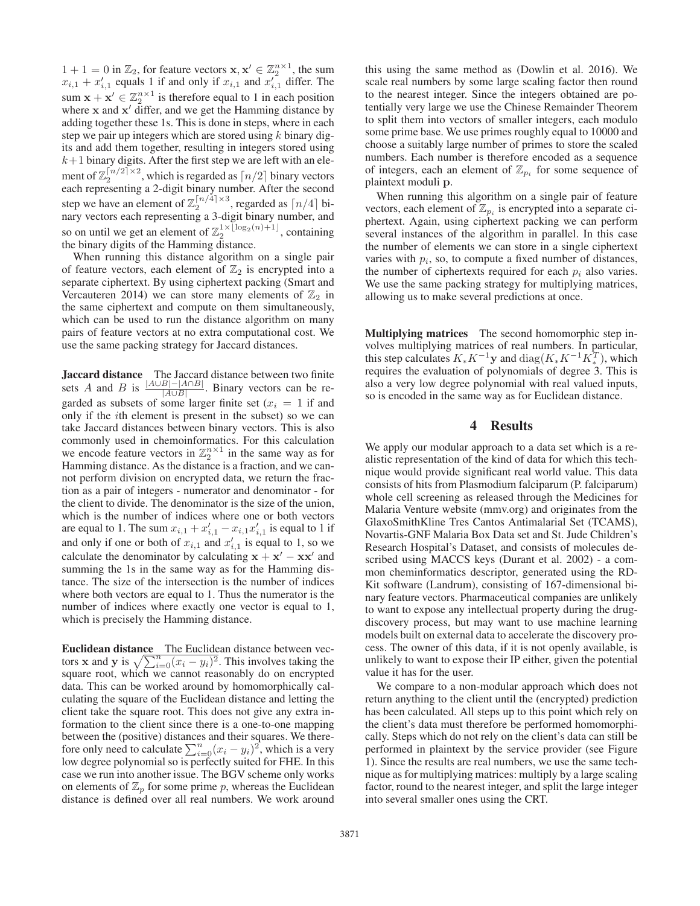$1 + 1 = 0$ in $\mathbb{Z}_2$, for feature vectors $\mathbf{x}, \mathbf{x}' \in \mathbb{Z}_2^{n \times 1}$, the sum $x_{i,1} + x'_{i,1}$ equals 1 if and only if $x_{i,1}$ and $x'_{i,1}$ differ. The sum $\mathbf{x} + \mathbf{x}' \in \mathbb{Z}_2^{n \times 1}$ is therefore equal to 1 in each position where $\mathbf{x}$ and $\mathbf{x}'$ differ, and we get the Hamming distance by adding together these 1s. This is done in steps, where in each step we pair up integers which are stored using $k$ binary digits and add them together, resulting in integers stored using $k+1$ binary digits. After the first step we are left with an element of $\mathbb{Z}_2^{\lceil n/2 \rceil \times 2}$, which is regarded as $\lceil n/2 \rceil$ binary vectors each representing a 2-digit binary number. After the second step we have an element of $\mathbb{Z}_2^{\lceil n/4 \rceil \times 3}$, regarded as $\lceil n/4 \rceil$ binary vectors each representing a 3-digit binary number, and so on until we get an element of $\mathbb{Z}_2^{1 \times \lfloor \log_2(n)+1 \rfloor}$, containing the binary digits of the Hamming distance.

When running this distance algorithm on a single pair of feature vectors, each element of $\mathbb{Z}_2$ is encrypted into a separate ciphertext. By using ciphertext packing (Smart and Vercauteren 2014) we can store many elements of $\mathbb{Z}_2$ in the same ciphertext and compute on them simultaneously, which can be used to run the distance algorithm on many pairs of feature vectors at no extra computational cost. We use the same packing strategy for Jaccard distances.

**Jaccard distance** The Jaccard distance between two finite sets $A$ and $B$ is $\frac{|A \cup B| - |A \cap B|}{|A \cup B|}$. Binary vectors can be regarded as subsets of some larger finite set ($x_i = 1$ if and only if the $i$th element is present in the subset) so we can take Jaccard distances between binary vectors. This is also commonly used in chemoinformatics. For this calculation we encode feature vectors in $\mathbb{Z}_2^{n \times 1}$ in the same way as for Hamming distance. As the distance is a fraction, and we cannot perform division on encrypted data, we return the fraction as a pair of integers - numerator and denominator - for the client to divide. The denominator is the size of the union, which is the number of indices where one or both vectors are equal to 1. The sum $x_{i,1} + x'_{i,1} - x_{i,1}x'_{i,1}$ is equal to 1 if and only if one or both of $x_{i,1}$ and $x'_{i,1}$ is equal to 1, so we calculate the denominator by calculating $\mathbf{x} + \mathbf{x}' - \mathbf{x}\mathbf{x}'$ and summing the 1s in the same way as for the Hamming distance. The size of the intersection is the number of indices where both vectors are equal to 1. Thus the numerator is the number of indices where exactly one vector is equal to 1, which is precisely the Hamming distance.

**Euclidean distance** The Euclidean distance between vectors $\mathbf{x}$ and $\mathbf{y}$ is $\sqrt{\sum_{i=0}^{n}(x_i - y_i)^2}$. This involves taking the square root, which we cannot reasonably do on encrypted data. This can be worked around by homomorphically calculating the square of the Euclidean distance and letting the client take the square root. This does not give any extra information to the client since there is a one-to-one mapping between the (positive) distances and their squares. We therefore only need to calculate $\sum_{i=0}^{n}(x_i - y_i)^2$, which is a very low degree polynomial so is perfectly suited for FHE. In this case we run into another issue. The BGV scheme only works on elements of $\mathbb{Z}_p$ for some prime $p$, whereas the Euclidean distance is defined over all real numbers. We work around this using the same method as (Dowlin et al. 2016). We scale real numbers by some large scaling factor then round to the nearest integer. Since the integers obtained are potentially very large we use the Chinese Remainder Theorem to split them into vectors of smaller integers, each modulo some prime base. We use primes roughly equal to 10000 and choose a suitably large number of primes to store the scaled numbers. Each number is therefore encoded as a sequence of integers, each an element of $\mathbb{Z}_{p_i}$ for some sequence of plaintext moduli $\mathbf{p}$.

When running this algorithm on a single pair of feature vectors, each element of $\mathbb{Z}_{p_i}$ is encrypted into a separate ciphertext. Again, using ciphertext packing we can perform several instances of the algorithm in parallel. In this case the number of elements we can store in a single ciphertext varies with $p_i$, so, to compute a fixed number of distances, the number of ciphertexts required for each $p_i$ also varies. We use the same packing strategy for multiplying matrices, allowing us to make several predictions at once.

**Multiplying matrices** The second homomorphic step involves multiplying matrices of real numbers. In particular, this step calculates $K_* K^{-1}\mathbf{y}$ and $\mathrm{diag}(K_* K^{-1} K_*^T)$, which requires the evaluation of polynomials of degree 3. This is also a very low degree polynomial with real valued inputs, so is encoded in the same way as for Euclidean distance.

## 4 Results

We apply our modular approach to a data set which is a realistic representation of the kind of data for which this technique would provide significant real world value. This data consists of hits from Plasmodium falciparum (P. falciparum) whole cell screening as released through the Medicines for Malaria Venture website (mmv.org) and originates from the GlaxoSmithKline Tres Cantos Antimalarial Set (TCAMS), Novartis-GNF Malaria Box Data set and St. Jude Children's Research Hospital's Dataset, and consists of molecules described using MACCS keys (Durant et al. 2002) - a common cheminformatics descriptor, generated using the RDKit software (Landrum), consisting of 167-dimensional binary feature vectors. Pharmaceutical companies are unlikely to want to expose any intellectual property during the drug-discovery process, but may want to use machine learning models built on external data to accelerate the discovery process. The owner of this data, if it is not openly available, is unlikely to want to expose their IP either, given the potential value it has for the user.

We compare to a non-modular approach which does not return anything to the client until the (encrypted) prediction has been calculated. All steps up to this point which rely on the client's data must therefore be performed homomorphically. Steps which do not rely on the client's data can still be performed in plaintext by the service provider (see Figure 1). Since the results are real numbers, we use the same technique as for multiplying matrices: multiply by a large scaling factor, round to the nearest integer, and split the large integer into several smaller ones using the CRT.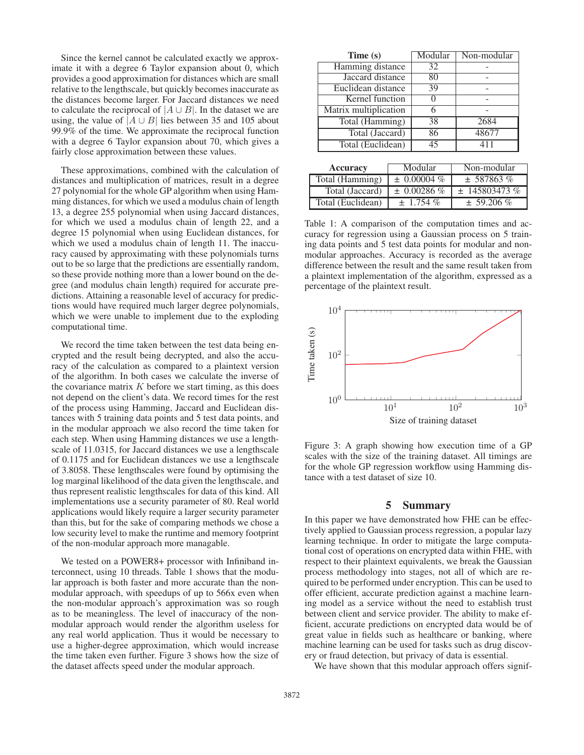Since the kernel cannot be calculated exactly we approximate it with a degree 6 Taylor expansion about 0, which provides a good approximation for distances which are small relative to the lengthscale, but quickly becomes inaccurate as the distances become larger. For Jaccard distances we need to calculate the reciprocal of $|A \cup B|$. In the dataset we are using, the value of $|A \cup B|$ lies between 35 and 105 about 99.9% of the time. We approximate the reciprocal function with a degree 6 Taylor expansion about 70, which gives a fairly close approximation between these values.

These approximations, combined with the calculation of distances and multiplication of matrices, result in a degree 27 polynomial for the whole GP algorithm when using Hamming distances, for which we used a modulus chain of length 13, a degree 255 polynomial when using Jaccard distances, for which we used a modulus chain of length 22, and a degree 15 polynomial when using Euclidean distances, for which we used a modulus chain of length 11. The inaccuracy caused by approximating with these polynomials turns out to be so large that the predictions are essentially random, so these provide nothing more than a lower bound on the degree (and modulus chain length) required for accurate predictions. Attaining a reasonable level of accuracy for predictions would have required much larger degree polynomials, which we were unable to implement due to the exploding computational time.

We record the time taken between the test data being encrypted and the result being decrypted, and also the accuracy of the calculation as compared to a plaintext version of the algorithm. In both cases we calculate the inverse of the covariance matrix $K$ before we start timing, as this does not depend on the client's data. We record times for the rest of the process using Hamming, Jaccard and Euclidean distances with 5 training data points and 5 test data points, and in the modular approach we also record the time taken for each step. When using Hamming distances we use a lengthscale of 11.0315, for Jaccard distances we use a lengthscale of 0.1175 and for Euclidean distances we use a lengthscale of 3.8058. These lengthscales were found by optimising the log marginal likelihood of the data given the lengthscale, and thus represent realistic lengthscales for data of this kind. All implementations use a security parameter of 80. Real world applications would likely require a larger security parameter than this, but for the sake of comparing methods we chose a low security level to make the runtime and memory footprint of the non-modular approach more managable.

We tested on a POWER8+ processor with Infiniband interconnect, using 10 threads. Table 1 shows that the modular approach is both faster and more accurate than the non-modular approach, with speedups of up to 566x even when the non-modular approach's approximation was so rough as to be meaningless. The level of inaccuracy of the non-modular approach would render the algorithm useless for any real world application. Thus it would be necessary to use a higher-degree approximation, which would increase the time taken even further. Figure 3 shows how the size of the dataset affects speed under the modular approach.

| **Time (s)** | Modular | Non-modular |
|---|---|---|
| Hamming distance | 32 | - |
| Jaccard distance | 80 | - |
| Euclidean distance | 39 | - |
| Kernel function | 0 | - |
| Matrix multiplication | 6 | - |
| Total (Hamming) | 38 | 2684 |
| Total (Jaccard) | 86 | 48677 |
| Total (Euclidean) | 45 | 411 |

| **Accuracy** | Modular | Non-modular |
|---|---|---|
| Total (Hamming) | ± 0.00004 % | ± 587863 % |
| Total (Jaccard) | ± 0.00286 % | ± 145803473 % |
| Total (Euclidean) | ± 1.754 % | ± 59.206 % |

Table 1: A comparison of the computation times and accuracy for regression using a Gaussian process on 5 training data points and 5 test data points for modular and non-modular approaches. Accuracy is recorded as the average difference between the result and the same result taken from a plaintext implementation of the algorithm, expressed as a percentage of the plaintext result.

Figure 3: A graph showing how execution time of a GP scales with the size of the training dataset. All timings are for the whole GP regression workflow using Hamming distance with a test dataset of size 10.

## 5 Summary

In this paper we have demonstrated how FHE can be effectively applied to Gaussian process regression, a popular lazy learning technique. In order to mitigate the large computational cost of operations on encrypted data within FHE, with respect to their plaintext equivalents, we break the Gaussian process methodology into stages, not all of which are required to be performed under encryption. This can be used to offer efficient, accurate prediction against a machine learning model as a service without the need to establish trust between client and service provider. The ability to make efficient, accurate predictions on encrypted data would be of great value in fields such as healthcare or banking, where machine learning can be used for tasks such as drug discovery or fraud detection, but privacy of data is essential.

We have shown that this modular approach offers signif-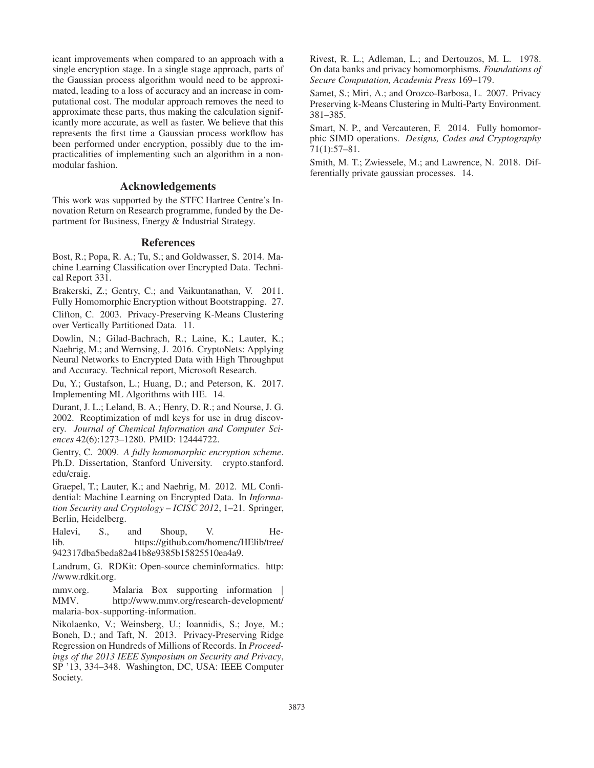icant improvements when compared to an approach with a single encryption stage. In a single stage approach, parts of the Gaussian process algorithm would need to be approximated, leading to a loss of accuracy and an increase in computational cost. The modular approach removes the need to approximate these parts, thus making the calculation significantly more accurate, as well as faster. We believe that this represents the first time a Gaussian process workflow has been performed under encryption, possibly due to the impracticalities of implementing such an algorithm in a non-modular fashion.

## Acknowledgements

This work was supported by the STFC Hartree Centre's Innovation Return on Research programme, funded by the Department for Business, Energy & Industrial Strategy.

## References

Bost, R.; Popa, R. A.; Tu, S.; and Goldwasser, S. 2014. Machine Learning Classification over Encrypted Data. Technical Report 331.

Brakerski, Z.; Gentry, C.; and Vaikuntanathan, V. 2011. Fully Homomorphic Encryption without Bootstrapping. 27.

Clifton, C. 2003. Privacy-Preserving K-Means Clustering over Vertically Partitioned Data. 11.

Dowlin, N.; Gilad-Bachrach, R.; Laine, K.; Lauter, K.; Naehrig, M.; and Wernsing, J. 2016. CryptoNets: Applying Neural Networks to Encrypted Data with High Throughput and Accuracy. Technical report, Microsoft Research.

Du, Y.; Gustafson, L.; Huang, D.; and Peterson, K. 2017. Implementing ML Algorithms with HE. 14.

Durant, J. L.; Leland, B. A.; Henry, D. R.; and Nourse, J. G. 2002. Reoptimization of mdl keys for use in drug discovery. *Journal of Chemical Information and Computer Sciences* 42(6):1273–1280. PMID: 12444722.

Gentry, C. 2009. *A fully homomorphic encryption scheme*. Ph.D. Dissertation, Stanford University. crypto.stanford.edu/craig.

Graepel, T.; Lauter, K.; and Naehrig, M. 2012. ML Confidential: Machine Learning on Encrypted Data. In *Information Security and Cryptology – ICISC 2012*, 1–21. Springer, Berlin, Heidelberg.

Halevi, S., and Shoup, V. Helib. https://github.com/homenc/HElib/tree/942317dba5beda82a41b8e9385b15825510ea4a9.

Landrum, G. RDKit: Open-source cheminformatics. http://www.rdkit.org.

mmv.org. Malaria Box supporting information | MMV. http://www.mmv.org/research-development/malaria-box-supporting-information.

Nikolaenko, V.; Weinsberg, U.; Ioannidis, S.; Joye, M.; Boneh, D.; and Taft, N. 2013. Privacy-Preserving Ridge Regression on Hundreds of Millions of Records. In *Proceedings of the 2013 IEEE Symposium on Security and Privacy*, SP '13, 334–348. Washington, DC, USA: IEEE Computer Society.

Rivest, R. L.; Adleman, L.; and Dertouzos, M. L. 1978. On data banks and privacy homomorphisms. *Foundations of Secure Computation, Academia Press* 169–179.

Samet, S.; Miri, A.; and Orozco-Barbosa, L. 2007. Privacy Preserving k-Means Clustering in Multi-Party Environment. 381–385.

Smart, N. P., and Vercauteren, F. 2014. Fully homomorphic SIMD operations. *Designs, Codes and Cryptography* 71(1):57–81.

Smith, M. T.; Zwiessele, M.; and Lawrence, N. 2018. Differentially private gaussian processes. 14.